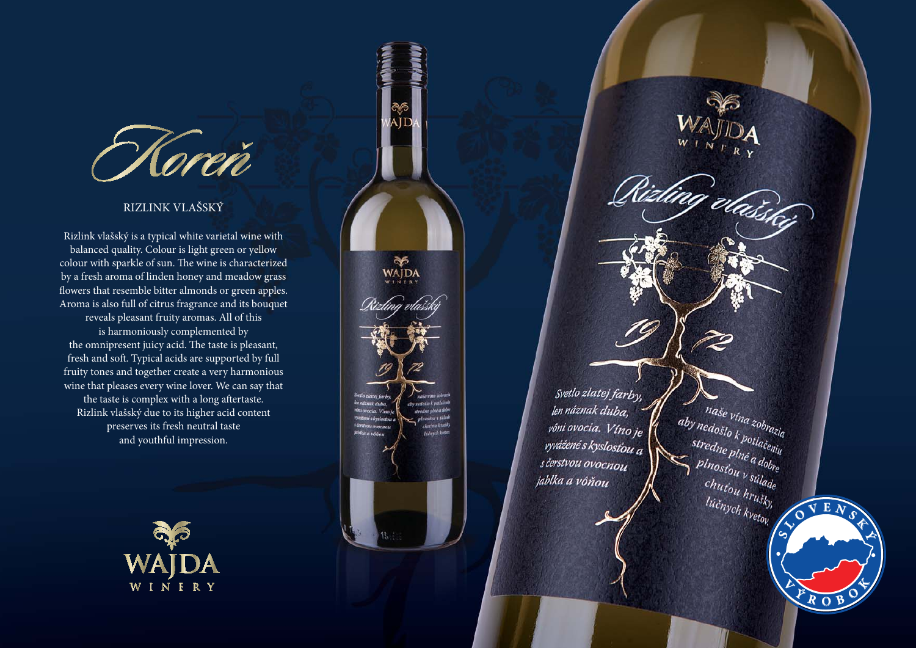# Koreň

## RIZLINK VLAŠSKÝ

Rizlink vlašský is a typical white varietal wine with balanced quality. Colour is light green or yellow colour with sparkle of sun. The wine is characterized by a fresh aroma of linden honey and meadow grass flowers that resemble bitter almonds or green apples. Aroma is also full of citrus fragrance and its bouquet reveals pleasant fruity aromas. All of this is harmoniously complemented by the omnipresent juicy acid. The taste is pleasant, fresh and soft. Typical acids are supported by full fruity tones and together create a very harmonious wine that pleases every wine lover. We can say that the taste is complex with a long aftertaste. Rizlink vlašský due to its higher acid content preserves its fresh neutral taste and youthful impression.

WAJDA WINERY

WAJDA WINERY

*Rizling vlašský*

19 72

Svetlo zlatej farby, len náznak duba, vôni ovocia. Víno je vyvážené s kyslosťou a s čerstvou ovocnou jabĺka a vôňou

naše vína zobrazia aby nedošlo k potlačeniu stredne plné a dobre plnosťou v súlade chuťou hrušky, lúčnych kvetov.

SLOVENSKÝ VÝROBOK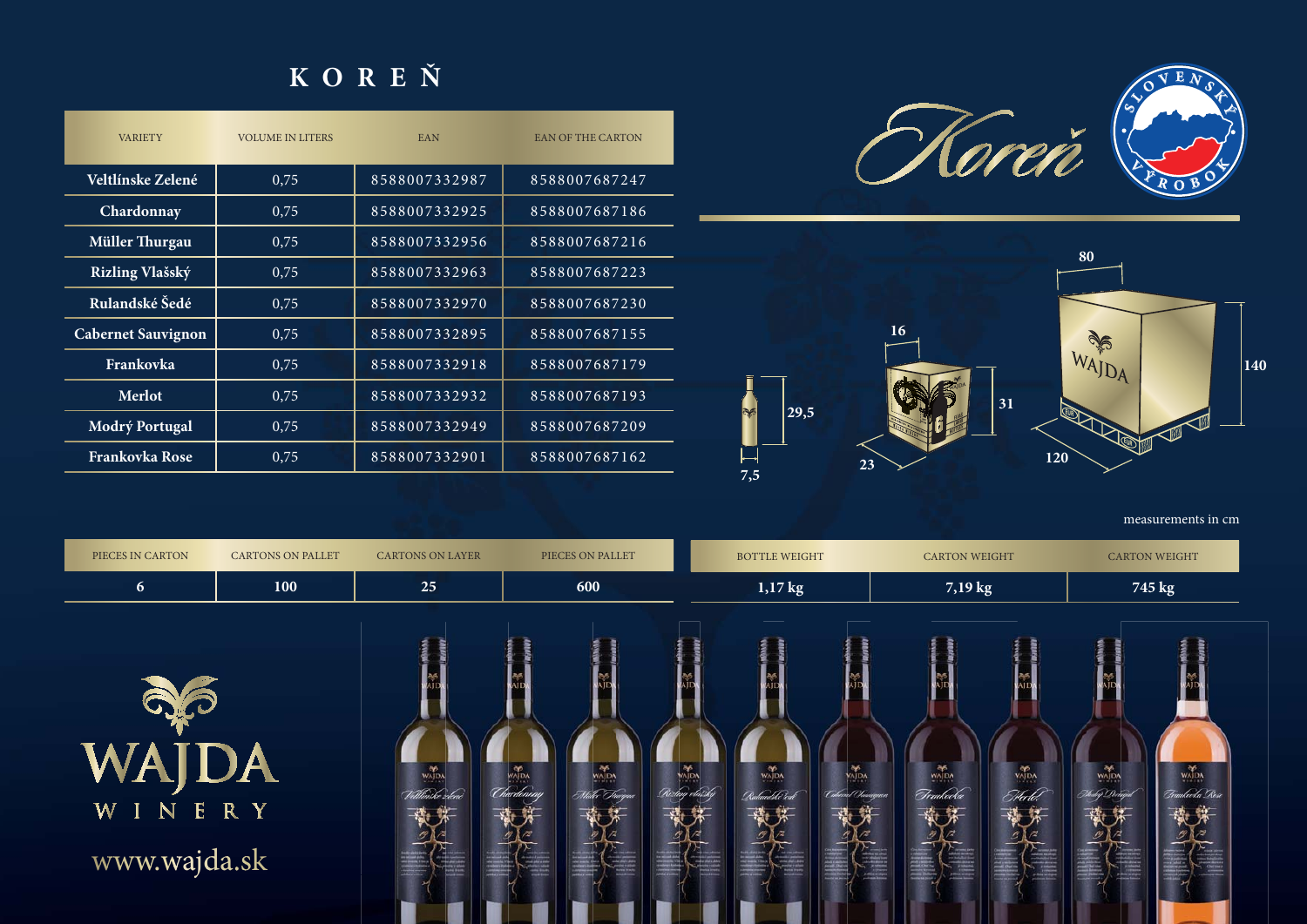# K O R E Ň

| VARIETY | VOLUME IN LITERS | EAN | EAN OF THE CARTON |
|---|---|---|---|
| **Veltlínske Zelené** | 0,75 | 8588007332987 | 8588007687247 |
| **Chardonnay** | 0,75 | 8588007332925 | 8588007687186 |
| **Müller Thurgau** | 0,75 | 8588007332956 | 8588007687216 |
| **Rizling Vlašský** | 0,75 | 8588007332963 | 8588007687223 |
| **Rulandské Šedé** | 0,75 | 8588007332970 | 8588007687230 |
| **Cabernet Sauvignon** | 0,75 | 8588007332895 | 8588007687155 |
| **Frankovka** | 0,75 | 8588007332918 | 8588007687179 |
| **Merlot** | 0,75 | 8588007332932 | 8588007687193 |
| **Modrý Portugal** | 0,75 | 8588007332949 | 8588007687209 |
| **Frankovka Rose** | 0,75 | 8588007332901 | 8588007687162 |

Koreň

SLOVENSKÝ VÝROBOK

29,5

7,5

16

31

23

80

140

120

measurements in cm

| PIECES IN CARTON | CARTONS ON PALLET | CARTONS ON LAYER | PIECES ON PALLET |
|---|---|---|---|
| **6** | **100** | **25** | **600** |

| BOTTLE WEIGHT | CARTON WEIGHT | CARTON WEIGHT |
|---|---|---|
| **1,17 kg** | **7,19 kg** | **745 kg** |

WAJDA WINERY

www.wajda.sk